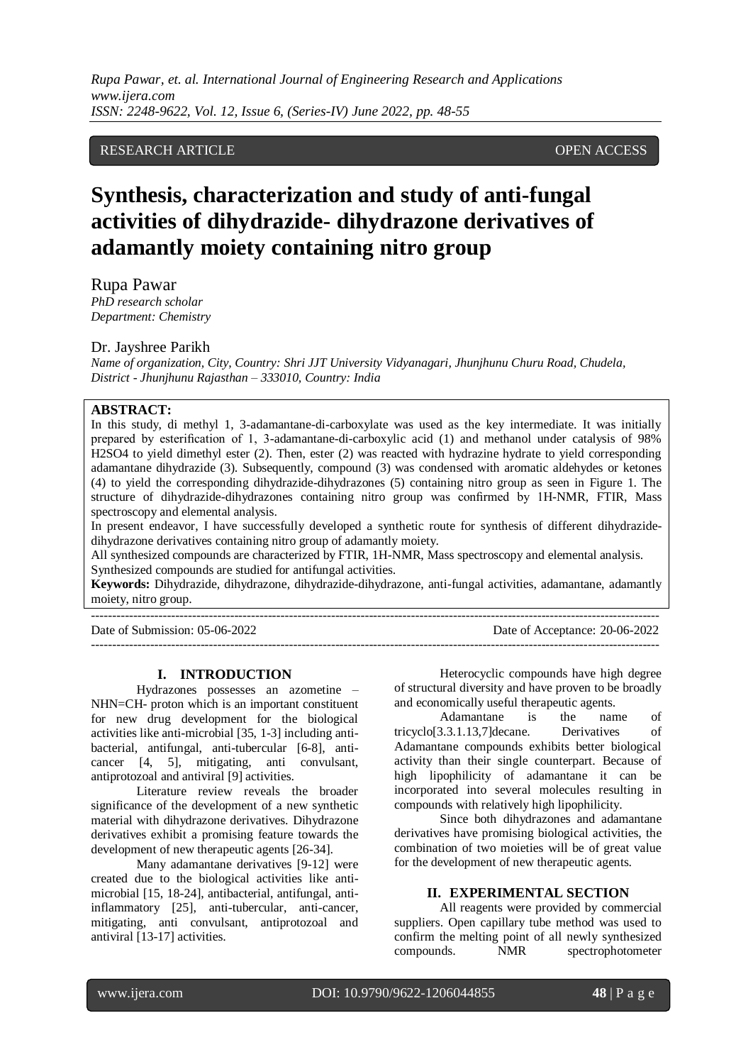RESEARCH ARTICLE OPEN ACCESS

# Synthesis, characterization and study of anti-fungal activities of dihydrazide- dihydrazone derivatives of adamantly moiety containing nitro group

Rupa Pawar
*PhD research scholar*
*Department: Chemistry*

Dr. Jayshree Parikh
*Name of organization, City, Country: Shri JJT University Vidyanagari, Jhunjhunu Churu Road, Chudela, District - Jhunjhunu Rajasthan – 333010, Country: India*

**ABSTRACT:**

In this study, di methyl 1, 3-adamantane-di-carboxylate was used as the key intermediate. It was initially prepared by esterification of 1, 3-adamantane-di-carboxylic acid (1) and methanol under catalysis of 98% H2SO4 to yield dimethyl ester (2). Then, ester (2) was reacted with hydrazine hydrate to yield corresponding adamantane dihydrazide (3). Subsequently, compound (3) was condensed with aromatic aldehydes or ketones (4) to yield the corresponding dihydrazide-dihydrazones (5) containing nitro group as seen in Figure 1. The structure of dihydrazide-dihydrazones containing nitro group was confirmed by 1H-NMR, FTIR, Mass spectroscopy and elemental analysis.

In present endeavor, I have successfully developed a synthetic route for synthesis of different dihydrazide-dihydrazone derivatives containing nitro group of adamantly moiety.

All synthesized compounds are characterized by FTIR, 1H-NMR, Mass spectroscopy and elemental analysis.

Synthesized compounds are studied for antifungal activities.

**Keywords:** Dihydrazide, dihydrazone, dihydrazide-dihydrazone, anti-fungal activities, adamantane, adamantly moiety, nitro group.

---

Date of Submission: 05-06-2022 Date of Acceptance: 20-06-2022

---

## I. INTRODUCTION

Hydrazones possesses an azometine –NHN=CH- proton which is an important constituent for new drug development for the biological activities like anti-microbial [35, 1-3] including anti-bacterial, antifungal, anti-tubercular [6-8], anti-cancer [4, 5], mitigating, anti convulsant, antiprotozoal and antiviral [9] activities.

Literature review reveals the broader significance of the development of a new synthetic material with dihydrazone derivatives. Dihydrazone derivatives exhibit a promising feature towards the development of new therapeutic agents [26-34].

Many adamantane derivatives [9-12] were created due to the biological activities like anti-microbial [15, 18-24], antibacterial, antifungal, anti-inflammatory [25], anti-tubercular, anti-cancer, mitigating, anti convulsant, antiprotozoal and antiviral [13-17] activities.

Heterocyclic compounds have high degree of structural diversity and have proven to be broadly and economically useful therapeutic agents.

Adamantane is the name of tricyclo[3.3.1.13,7]decane. Derivatives of Adamantane compounds exhibits better biological activity than their single counterpart. Because of high lipophilicity of adamantane it can be incorporated into several molecules resulting in compounds with relatively high lipophilicity.

Since both dihydrazones and adamantane derivatives have promising biological activities, the combination of two moieties will be of great value for the development of new therapeutic agents.

## II. EXPERIMENTAL SECTION

All reagents were provided by commercial suppliers. Open capillary tube method was used to confirm the melting point of all newly synthesized compounds. NMR spectrophotometer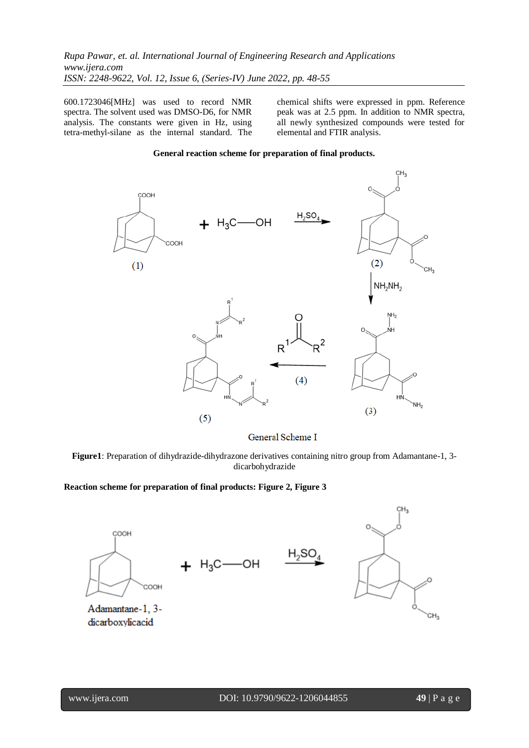600.1723046[MHz] was used to record NMR spectra. The solvent used was DMSO-D6, for NMR analysis. The constants were given in Hz, using tetra-methyl-silane as the internal standard. The chemical shifts were expressed in ppm. Reference peak was at 2.5 ppm. In addition to NMR spectra, all newly synthesized compounds were tested for elemental and FTIR analysis.

**General reaction scheme for preparation of final products.**

General Scheme I

**Figure1**: Preparation of dihydrazide-dihydrazone derivatives containing nitro group from Adamantane-1, 3-dicarbohydrazide

**Reaction scheme for preparation of final products: Figure 2, Figure 3**

Adamantane-1, 3-dicarboxylicacid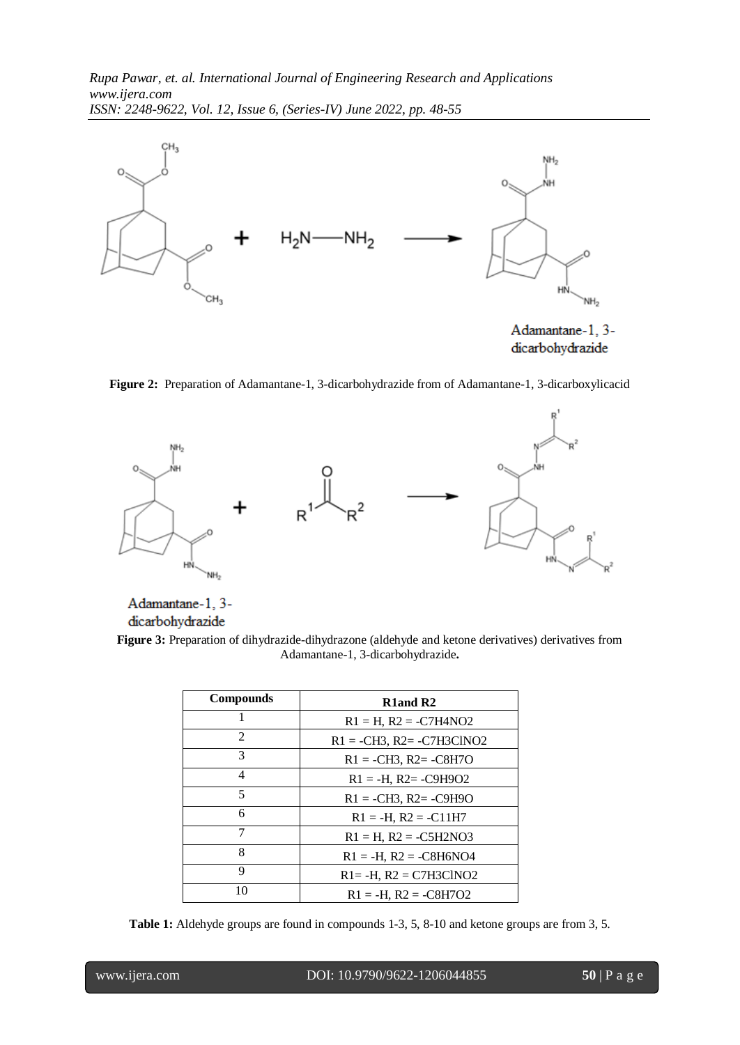**Figure 2:** Preparation of Adamantane-1, 3-dicarbohydrazide from of Adamantane-1, 3-dicarboxylicacid

**Figure 3:** Preparation of dihydrazide-dihydrazone (aldehyde and ketone derivatives) derivatives from Adamantane-1, 3-dicarbohydrazide**.**

| Compounds | R1and R2 |
|---|---|
| 1 | R1 = H, R2 = $-C_7H_4NO_2$ |
| 2 | R1 = $-CH_3$, R2= $-C_7H_3ClNO_2$ |
| 3 | R1 = $-CH_3$, R2= $-C_8H_7O$ |
| 4 | R1 = -H, R2= $-C_9H_9O_2$ |
| 5 | R1 = $-CH_3$, R2= $-C_9H_9O$ |
| 6 | R1 = -H, R2 = $-C_{11}H_7$ |
| 7 | R1 = H, R2 = $-C_5H_2NO_3$ |
| 8 | R1 = -H, R2 = $-C_8H_6NO_4$ |
| 9 | R1= -H, R2 = $C_7H_3ClNO_2$ |
| 10 | R1 = -H, R2 = $-C_8H_7O_2$ |

**Table 1:** Aldehyde groups are found in compounds 1-3, 5, 8-10 and ketone groups are from 3, 5.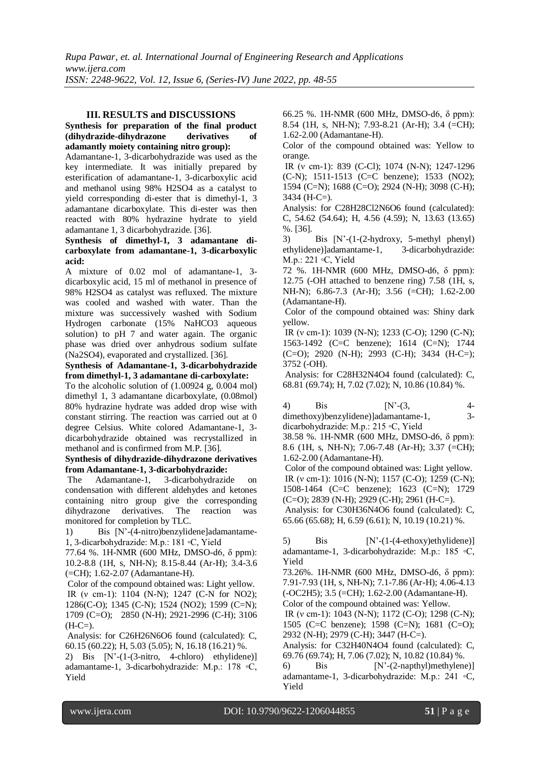## III. RESULTS and DISCUSSIONS

**Synthesis for preparation of the final product (dihydrazide-dihydrazone derivatives of adamantly moiety containing nitro group):**

Adamantane-1, 3-dicarbohydrazide was used as the key intermediate. It was initially prepared by esterification of adamantane-1, 3-dicarboxylic acid and methanol using 98% $H_2SO_4$ as a catalyst to yield corresponding di-ester that is dimethyl-1, 3 adamantane dicarboxylate. This di-ester was then reacted with 80% hydrazine hydrate to yield adamantane 1, 3 dicarbohydrazide. [36].

**Synthesis of dimethyl-1, 3 adamantane di-carboxylate from adamantane-1, 3-dicarboxylic acid:**

A mixture of 0.02 mol of adamantane-1, 3-dicarboxylic acid, 15 ml of methanol in presence of 98% $H_2SO_4$ as catalyst was refluxed. The mixture was cooled and washed with water. Than the mixture was successively washed with Sodium Hydrogen carbonate (15% $NaHCO_3$ aqueous solution) to pH 7 and water again. The organic phase was dried over anhydrous sodium sulfate ($Na_2SO_4$), evaporated and crystallized. [36].

**Synthesis of Adamantane-1, 3-dicarbohydrazide from dimethyl-1, 3 adamantane di-carboxylate:**

To the alcoholic solution of (1.00924 g, 0.004 mol) dimethyl 1, 3 adamantane dicarboxylate, (0.08mol) 80% hydrazine hydrate was added drop wise with constant stirring. The reaction was carried out at 0 degree Celsius. White colored Adamantane-1, 3-dicarbohydrazide obtained was recrystallized in methanol and is confirmed from M.P. [36].

**Synthesis of dihydrazide-dihydrazone derivatives from Adamantane-1, 3-dicarbohydrazide:**

The Adamantane-1, 3-dicarbohydrazide on condensation with different aldehydes and ketones containing nitro group give the corresponding dihydrazone derivatives. The reaction was monitored for completion by TLC.

1) Bis [N'-(4-nitro)benzylidene]adamantame-1, 3-dicarbohydrazide: M.p.: 181 ◦C, Yield 77.64 %. 1H-NMR (600 MHz, DMSO-d6, δ ppm): 10.2-8.8 (1H, s, NH-N); 8.15-8.44 (Ar-H); 3.4-3.6 (=CH); 1.62-2.07 (Adamantane-H).

Color of the compound obtained was: Light yellow.

IR (ν cm-1): 1104 (N-N); 1247 (C-N for NO2); 1286(C-O); 1345 (C-N); 1524 (NO2); 1599 (C=N); 1709 (C=O); 2850 (N-H); 2921-2996 (C-H); 3106 (H-C=).

Analysis: for $C_{26}H_{26}N_6O_6$ found (calculated): C, 60.15 (60.22); H, 5.03 (5.05); N, 16.18 (16.21) %.

2) Bis [N'-(1-(3-nitro, 4-chloro) ethylidene)] adamantame-1, 3-dicarbohydrazide: M.p.: 178 ◦C, Yield 66.25 %. 1H-NMR (600 MHz, DMSO-d6, δ ppm): 8.54 (1H, s, NH-N); 7.93-8.21 (Ar-H); 3.4 (=CH); 1.62-2.00 (Adamantane-H).

Color of the compound obtained was: Yellow to orange.

IR (ν cm-1): 839 (C-Cl); 1074 (N-N); 1247-1296 (C-N); 1511-1513 (C=C benzene); 1533 (NO2); 1594 (C=N); 1688 (C=O); 2924 (N-H); 3098 (C-H); 3434 (H-C=).

Analysis: for $C_{28}H_{28}Cl_2N_6O_6$ found (calculated): C, 54.62 (54.64); H, 4.56 (4.59); N, 13.63 (13.65) %. [36].

3) Bis [N'-(1-(2-hydroxy, 5-methyl phenyl) ethylidene)]adamantame-1, 3-dicarbohydrazide: M.p.: 221 ◦C, Yield 72 %. 1H-NMR (600 MHz, DMSO-d6, δ ppm): 12.75 (-OH attached to benzene ring) 7.58 (1H, s, NH-N); 6.86-7.3 (Ar-H); 3.56 (=CH); 1.62-2.00 (Adamantane-H).

Color of the compound obtained was: Shiny dark yellow.

IR (ν cm-1): 1039 (N-N); 1233 (C-O); 1290 (C-N); 1563-1492 (C=C benzene); 1614 (C=N); 1744 (C=O); 2920 (N-H); 2993 (C-H); 3434 (H-C=); 3752 (-OH).

Analysis: for $C_{28}H_{32}N_4O_4$ found (calculated): C, 68.81 (69.74); H, 7.02 (7.02); N, 10.86 (10.84) %.

4) Bis [N'-(3, 4-dimethoxy)benzylidene)]adamantame-1, 3-dicarbohydrazide: M.p.: 215 ◦C, Yield 38.58 %. 1H-NMR (600 MHz, DMSO-d6, δ ppm): 8.6 (1H, s, NH-N); 7.06-7.48 (Ar-H); 3.37 (=CH); 1.62-2.00 (Adamantane-H).

Color of the compound obtained was: Light yellow.

IR (ν cm-1): 1016 (N-N); 1157 (C-O); 1259 (C-N); 1508-1464 (C=C benzene); 1623 (C=N); 1729 (C=O); 2839 (N-H); 2929 (C-H); 2961 (H-C=).

Analysis: for $C_{30}H_{36}N_4O_6$ found (calculated): C, 65.66 (65.68); H, 6.59 (6.61); N, 10.19 (10.21) %.

5) Bis [N'-(1-(4-ethoxy)ethylidene)] adamantame-1, 3-dicarbohydrazide: M.p.: 185 ◦C, Yield 73.26%. 1H-NMR (600 MHz, DMSO-d6, δ ppm): 7.91-7.93 (1H, s, NH-N); 7.1-7.86 (Ar-H); 4.06-4.13 (-OC2H5); 3.5 (=CH); 1.62-2.00 (Adamantane-H).

Color of the compound obtained was: Yellow.

IR (ν cm-1): 1043 (N-N); 1172 (C-O); 1298 (C-N); 1505 (C=C benzene); 1598 (C=N); 1681 (C=O); 2932 (N-H); 2979 (C-H); 3447 (H-C=).

Analysis: for $C_{32}H_{40}N_4O_4$ found (calculated): C, 69.76 (69.74); H, 7.06 (7.02); N, 10.82 (10.84) %.

6) Bis [N'-(2-napthyl)methylene)] adamantame-1, 3-dicarbohydrazide: M.p.: 241 ◦C, Yield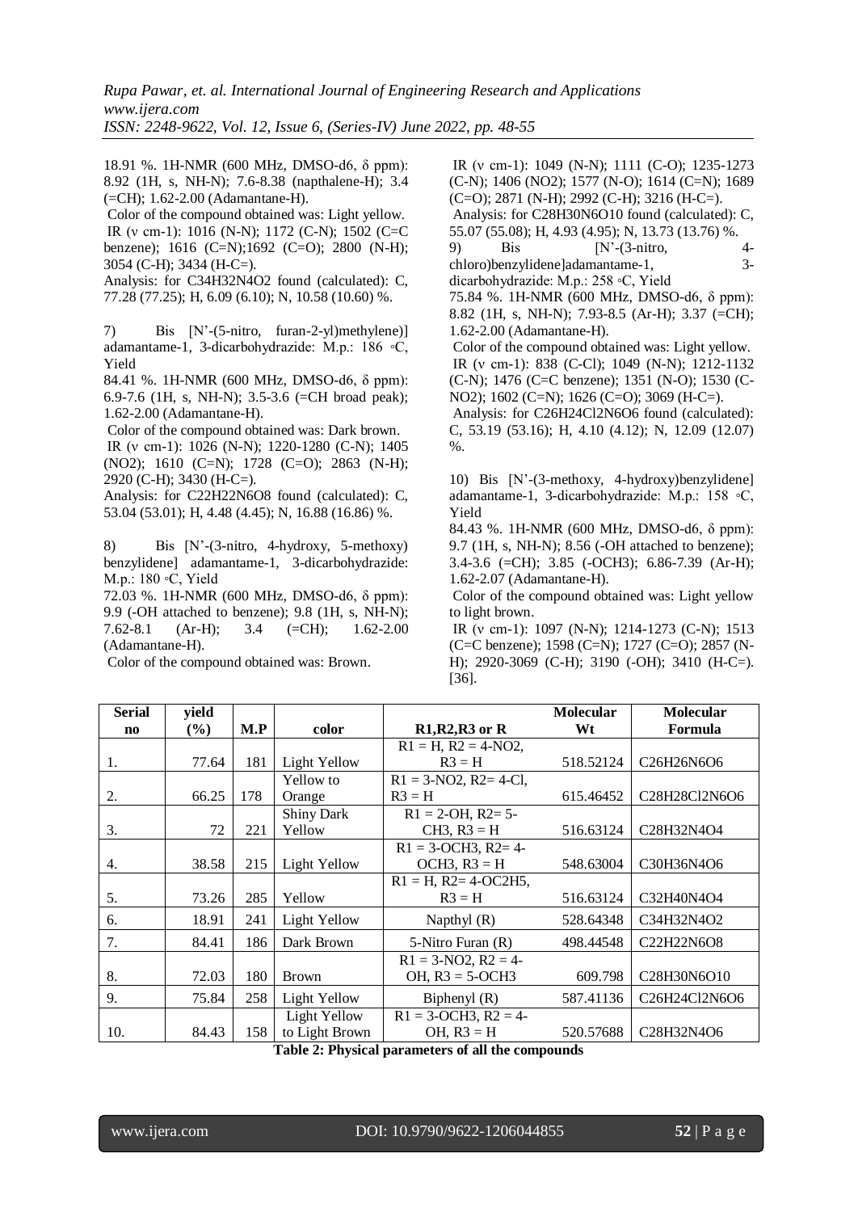18.91 %. 1H-NMR (600 MHz, DMSO-d6, δ ppm): 8.92 (1H, s, NH-N); 7.6-8.38 (napthalene-H); 3.4 (=CH); 1.62-2.00 (Adamantane-H).

Color of the compound obtained was: Light yellow.

IR (ν cm-1): 1016 (N-N); 1172 (C-N); 1502 (C=C benzene); 1616 (C=N);1692 (C=O); 2800 (N-H); 3054 (C-H); 3434 (H-C=).

Analysis: for C34H32N4O2 found (calculated): C, 77.28 (77.25); H, 6.09 (6.10); N, 10.58 (10.60) %.

7) Bis [N'-(5-nitro, furan-2-yl)methylene)] adamantame-1, 3-dicarbohydrazide: M.p.: 186 ◦C, Yield 84.41 %. 1H-NMR (600 MHz, DMSO-d6, δ ppm): 6.9-7.6 (1H, s, NH-N); 3.5-3.6 (=CH broad peak); 1.62-2.00 (Adamantane-H).

Color of the compound obtained was: Dark brown.

IR (ν cm-1): 1026 (N-N); 1220-1280 (C-N); 1405 (NO2); 1610 (C=N); 1728 (C=O); 2863 (N-H); 2920 (C-H); 3430 (H-C=).

Analysis: for C22H22N6O8 found (calculated): C, 53.04 (53.01); H, 4.48 (4.45); N, 16.88 (16.86) %.

8) Bis [N'-(3-nitro, 4-hydroxy, 5-methoxy) benzylidene] adamantame-1, 3-dicarbohydrazide: M.p.: 180 ◦C, Yield 72.03 %. 1H-NMR (600 MHz, DMSO-d6, δ ppm): 9.9 (-OH attached to benzene); 9.8 (1H, s, NH-N); 7.62-8.1 (Ar-H); 3.4 (=CH); 1.62-2.00 (Adamantane-H).

Color of the compound obtained was: Brown.

IR (ν cm-1): 1049 (N-N); 1111 (C-O); 1235-1273 (C-N); 1406 (NO2); 1577 (N-O); 1614 (C=N); 1689 (C=O); 2871 (N-H); 2992 (C-H); 3216 (H-C=).

Analysis: for C28H30N6O10 found (calculated): C, 55.07 (55.08); H, 4.93 (4.95); N, 13.73 (13.76) %.

9) Bis [N'-(3-nitro, 4-chloro)benzylidene]adamantame-1, 3-dicarbohydrazide: M.p.: 258 ◦C, Yield 75.84 %. 1H-NMR (600 MHz, DMSO-d6, δ ppm): 8.82 (1H, s, NH-N); 7.93-8.5 (Ar-H); 3.37 (=CH); 1.62-2.00 (Adamantane-H).

Color of the compound obtained was: Light yellow.

IR (ν cm-1): 838 (C-Cl); 1049 (N-N); 1212-1132 (C-N); 1476 (C=C benzene); 1351 (N-O); 1530 (C-NO2); 1602 (C=N); 1626 (C=O); 3069 (H-C=).

Analysis: for C26H24Cl2N6O6 found (calculated): C, 53.19 (53.16); H, 4.10 (4.12); N, 12.09 (12.07) %.

10) Bis [N'-(3-methoxy, 4-hydroxy)benzylidene] adamantame-1, 3-dicarbohydrazide: M.p.: 158 ◦C, Yield 84.43 %. 1H-NMR (600 MHz, DMSO-d6, δ ppm): 9.7 (1H, s, NH-N); 8.56 (-OH attached to benzene); 3.4-3.6 (=CH); 3.85 (-OCH3); 6.86-7.39 (Ar-H); 1.62-2.07 (Adamantane-H).

Color of the compound obtained was: Light yellow to light brown.

IR (ν cm-1): 1097 (N-N); 1214-1273 (C-N); 1513 (C=C benzene); 1598 (C=N); 1727 (C=O); 2857 (N-H); 2920-3069 (C-H); 3190 (-OH); 3410 (H-C=). [36].

| Serial no | yield (%) | M.P | color | R1,R2,R3 or R | Molecular Wt | Molecular Formula |
|---|---|---|---|---|---|---|
| 1. | 77.64 | 181 | Light Yellow | R1 = H, R2 = 4-NO2, R3 = H | 518.52124 | C26H26N6O6 |
| 2. | 66.25 | 178 | Yellow to Orange | R1 = 3-NO2, R2= 4-Cl, R3 = H | 615.46452 | C28H28Cl2N6O6 |
| 3. | 72 | 221 | Shiny Dark Yellow | R1 = 2-OH, R2= 5-CH3, R3 = H | 516.63124 | C28H32N4O4 |
| 4. | 38.58 | 215 | Light Yellow | R1 = 3-OCH3, R2= 4-OCH3, R3 = H | 548.63004 | C30H36N4O6 |
| 5. | 73.26 | 285 | Yellow | R1 = H, R2= 4-OC2H5, R3 = H | 516.63124 | C32H40N4O4 |
| 6. | 18.91 | 241 | Light Yellow | Napthyl (R) | 528.64348 | C34H32N4O2 |
| 7. | 84.41 | 186 | Dark Brown | 5-Nitro Furan (R) | 498.44548 | C22H22N6O8 |
| 8. | 72.03 | 180 | Brown | R1 = 3-NO2, R2 = 4-OH, R3 = 5-OCH3 | 609.798 | C28H30N6O10 |
| 9. | 75.84 | 258 | Light Yellow | Biphenyl (R) | 587.41136 | C26H24Cl2N6O6 |
| 10. | 84.43 | 158 | Light Yellow to Light Brown | R1 = 3-OCH3, R2 = 4-OH, R3 = H | 520.57688 | C28H32N4O6 |

**Table 2: Physical parameters of all the compounds**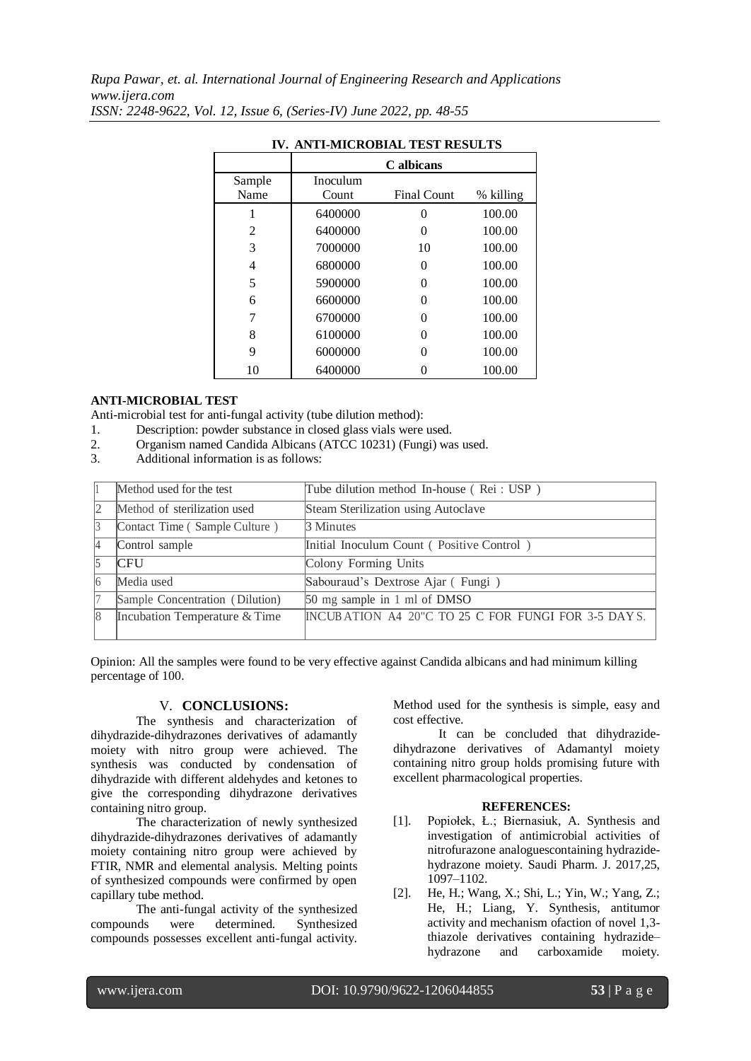## IV. ANTI-MICROBIAL TEST RESULTS

| | C albicans | | |
|---|---|---|---|
| Sample Name | Inoculum Count | Final Count | % killing |
| 1 | 6400000 | 0 | 100.00 |
| 2 | 6400000 | 0 | 100.00 |
| 3 | 7000000 | 10 | 100.00 |
| 4 | 6800000 | 0 | 100.00 |
| 5 | 5900000 | 0 | 100.00 |
| 6 | 6600000 | 0 | 100.00 |
| 7 | 6700000 | 0 | 100.00 |
| 8 | 6100000 | 0 | 100.00 |
| 9 | 6000000 | 0 | 100.00 |
| 10 | 6400000 | 0 | 100.00 |

**ANTI-MICROBIAL TEST**

Anti-microbial test for anti-fungal activity (tube dilution method):

1. Description: powder substance in closed glass vials were used.
2. Organism named Candida Albicans (ATCC 10231) (Fungi) was used.
3. Additional information is as follows:

| | | |
|---|---|---|
| 1 | Method used for the test | Tube dilution method In-house ( Rei : USP ) |
| 2 | Method of sterilization used | Steam Sterilization using Autoclave |
| 3 | Contact Time ( Sample Culture ) | 3 Minutes |
| 4 | Control sample | Initial Inoculum Count ( Positive Control ) |
| 5 | CFU | Colony Forming Units |
| 6 | Media used | Sabouraud's Dextrose Ajar ( Fungi ) |
| 7 | Sample Concentration (Dilution) | 50 mg sample in 1 ml of DMSO |
| 8 | Incubation Temperature & Time | INCUBATION A4 20"C TO 25 C FOR FUNGI FOR 3-5 DAYS. |

Opinion: All the samples were found to be very effective against Candida albicans and had minimum killing percentage of 100.

## V. CONCLUSIONS:

The synthesis and characterization of dihydrazide-dihydrazones derivatives of adamantly moiety with nitro group were achieved. The synthesis was conducted by condensation of dihydrazide with different aldehydes and ketones to give the corresponding dihydrazone derivatives containing nitro group.

The characterization of newly synthesized dihydrazide-dihydrazones derivatives of adamantly moiety containing nitro group were achieved by FTIR, NMR and elemental analysis. Melting points of synthesized compounds were confirmed by open capillary tube method.

The anti-fungal activity of the synthesized compounds were determined. Synthesized compounds possesses excellent anti-fungal activity. Method used for the synthesis is simple, easy and cost effective.

It can be concluded that dihydrazide-dihydrazone derivatives of Adamantyl moiety containing nitro group holds promising future with excellent pharmacological properties.

### REFERENCES:

[1]. Popiołek, Ł.; Biernasiuk, A. Synthesis and investigation of antimicrobial activities of nitrofurazone analoguescontaining hydrazide-hydrazone moiety. Saudi Pharm. J. 2017,25, 1097–1102.

[2]. He, H.; Wang, X.; Shi, L.; Yin, W.; Yang, Z.; He, H.; Liang, Y. Synthesis, antitumor activity and mechanism ofaction of novel 1,3-thiazole derivatives containing hydrazide–hydrazone and carboxamide moiety.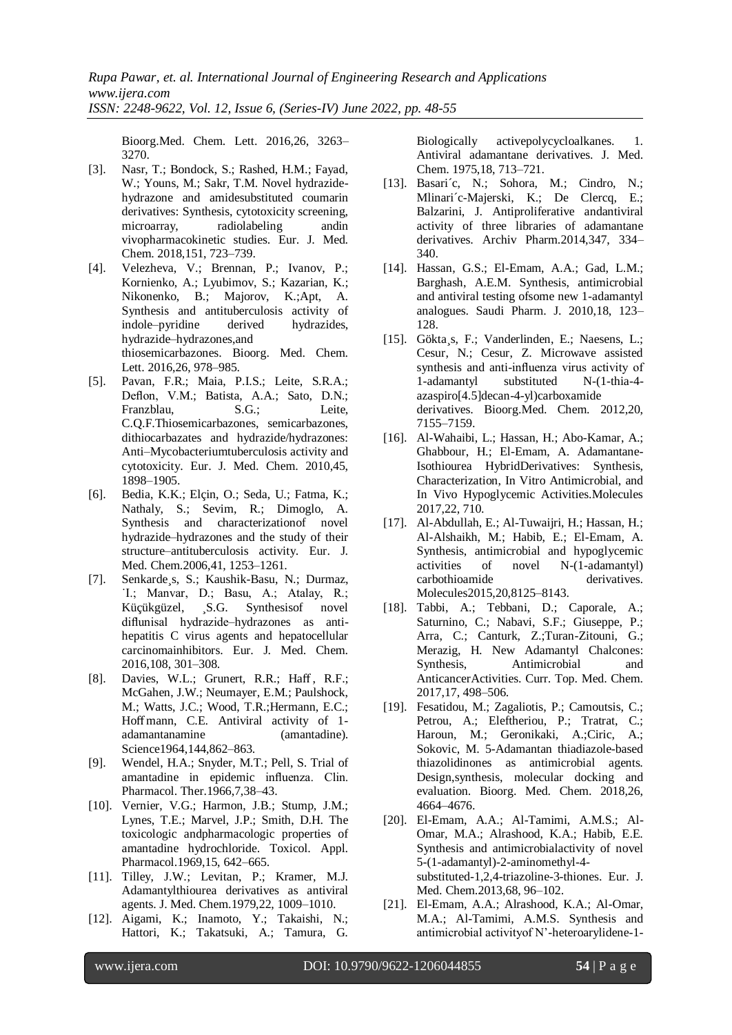Bioorg.Med. Chem. Lett. 2016,26, 3263–3270.

[3]. Nasr, T.; Bondock, S.; Rashed, H.M.; Fayad, W.; Youns, M.; Sakr, T.M. Novel hydrazide-hydrazone and amidesubstituted coumarin derivatives: Synthesis, cytotoxicity screening, microarray, radiolabeling andin vivopharmacokinetic studies. Eur. J. Med. Chem. 2018,151, 723–739.

[4]. Velezheva, V.; Brennan, P.; Ivanov, P.; Kornienko, A.; Lyubimov, S.; Kazarian, K.; Nikonenko, B.; Majorov, K.;Apt, A. Synthesis and antituberculosis activity of indole–pyridine derived hydrazides, hydrazide–hydrazones,and thiosemicarbazones. Bioorg. Med. Chem. Lett. 2016,26, 978–985.

[5]. Pavan, F.R.; Maia, P.I.S.; Leite, S.R.A.; Deflon, V.M.; Batista, A.A.; Sato, D.N.; Franzblau, S.G.; Leite, C.Q.F.Thiosemicarbazones, semicarbazones, dithiocarbazates and hydrazide/hydrazones: Anti–Mycobacteriumtuberculosis activity and cytotoxicity. Eur. J. Med. Chem. 2010,45, 1898–1905.

[6]. Bedia, K.K.; Elçin, O.; Seda, U.; Fatma, K.; Nathaly, S.; Sevim, R.; Dimoglo, A. Synthesis and characterizationof novel hydrazide–hydrazones and the study of their structure–antituberculosis activity. Eur. J. Med. Chem.2006,41, 1253–1261.

[7]. Senkarde¸s, S.; Kaushik-Basu, N.; Durmaz, ˙I.; Manvar, D.; Basu, A.; Atalay, R.; Küçükgüzel, ¸S.G. Synthesisof novel diflunisal hydrazide–hydrazones as anti-hepatitis C virus agents and hepatocellular carcinomainhibitors. Eur. J. Med. Chem. 2016,108, 301–308.

[8]. Davies, W.L.; Grunert, R.R.; Haff, R.F.; McGahen, J.W.; Neumayer, E.M.; Paulshock, M.; Watts, J.C.; Wood, T.R.;Hermann, E.C.; Hoff mann, C.E. Antiviral activity of 1-adamantanamine (amantadine). Science1964,144,862–863.

[9]. Wendel, H.A.; Snyder, M.T.; Pell, S. Trial of amantadine in epidemic influenza. Clin. Pharmacol. Ther.1966,7,38–43.

[10]. Vernier, V.G.; Harmon, J.B.; Stump, J.M.; Lynes, T.E.; Marvel, J.P.; Smith, D.H. The toxicologic andpharmacologic properties of amantadine hydrochloride. Toxicol. Appl. Pharmacol.1969,15, 642–665.

[11]. Tilley, J.W.; Levitan, P.; Kramer, M.J. Adamantylthiourea derivatives as antiviral agents. J. Med. Chem.1979,22, 1009–1010.

[12]. Aigami, K.; Inamoto, Y.; Takaishi, N.; Hattori, K.; Takatsuki, A.; Tamura, G. Biologically activepolycycloalkanes. 1. Antiviral adamantane derivatives. J. Med. Chem. 1975,18, 713–721.

[13]. Basari´c, N.; Sohora, M.; Cindro, N.; Mlinari´c-Majerski, K.; De Clercq, E.; Balzarini, J. Antiproliferative andantiviral activity of three libraries of adamantane derivatives. Archiv Pharm.2014,347, 334–340.

[14]. Hassan, G.S.; El-Emam, A.A.; Gad, L.M.; Barghash, A.E.M. Synthesis, antimicrobial and antiviral testing ofsome new 1-adamantyl analogues. Saudi Pharm. J. 2010,18, 123–128.

[15]. Gökta¸s, F.; Vanderlinden, E.; Naesens, L.; Cesur, N.; Cesur, Z. Microwave assisted synthesis and anti-influenza virus activity of 1-adamantyl substituted N-(1-thia-4-azaspiro[4.5]decan-4-yl)carboxamide derivatives. Bioorg.Med. Chem. 2012,20, 7155–7159.

[16]. Al-Wahaibi, L.; Hassan, H.; Abo-Kamar, A.; Ghabbour, H.; El-Emam, A. Adamantane-Isothiourea HybridDerivatives: Synthesis, Characterization, In Vitro Antimicrobial, and In Vivo Hypoglycemic Activities.Molecules 2017,22, 710.

[17]. Al-Abdullah, E.; Al-Tuwaijri, H.; Hassan, H.; Al-Alshaikh, M.; Habib, E.; El-Emam, A. Synthesis, antimicrobial and hypoglycemic activities of novel N-(1-adamantyl) carbothioamide derivatives. Molecules2015,20,8125–8143.

[18]. Tabbi, A.; Tebbani, D.; Caporale, A.; Saturnino, C.; Nabavi, S.F.; Giuseppe, P.; Arra, C.; Canturk, Z.;Turan-Zitouni, G.; Merazig, H. New Adamantyl Chalcones: Synthesis, Antimicrobial and AnticancerActivities. Curr. Top. Med. Chem. 2017,17, 498–506.

[19]. Fesatidou, M.; Zagaliotis, P.; Camoutsis, C.; Petrou, A.; Eleftheriou, P.; Tratrat, C.; Haroun, M.; Geronikaki, A.;Ciric, A.; Sokovic, M. 5-Adamantan thiadiazole-based thiazolidinones as antimicrobial agents. Design,synthesis, molecular docking and evaluation. Bioorg. Med. Chem. 2018,26, 4664–4676.

[20]. El-Emam, A.A.; Al-Tamimi, A.M.S.; Al-Omar, M.A.; Alrashood, K.A.; Habib, E.E. Synthesis and antimicrobialactivity of novel 5-(1-adamantyl)-2-aminomethyl-4-substituted-1,2,4-triazoline-3-thiones. Eur. J. Med. Chem.2013,68, 96–102.

[21]. El-Emam, A.A.; Alrashood, K.A.; Al-Omar, M.A.; Al-Tamimi, A.M.S. Synthesis and antimicrobial activityof N'-heteroarylidene-1-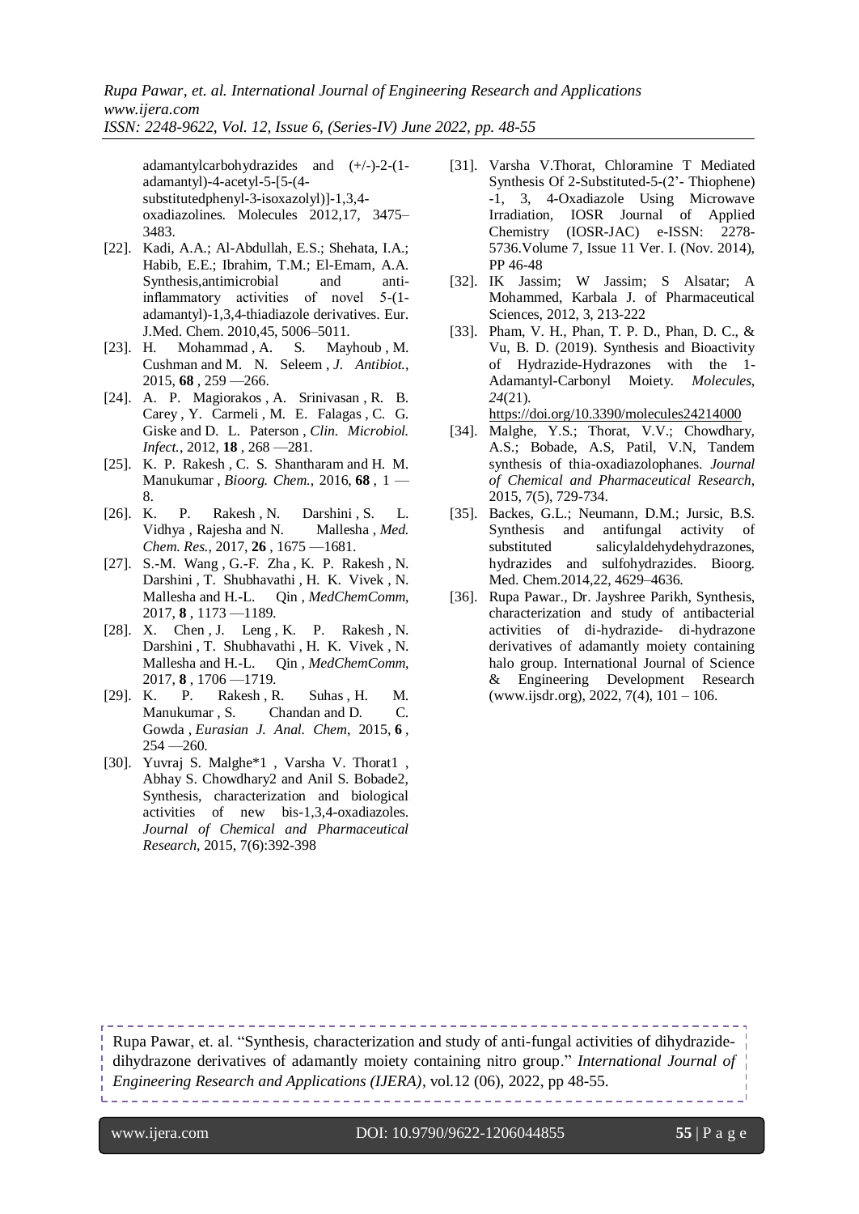adamantylcarbohydrazides and (+/-)-2-(1-adamantyl)-4-acetyl-5-[5-(4-substitutedphenyl-3-isoxazolyl)]-1,3,4-oxadiazolines. Molecules 2012,17, 3475–3483.

[22]. Kadi, A.A.; Al-Abdullah, E.S.; Shehata, I.A.; Habib, E.E.; Ibrahim, T.M.; El-Emam, A.A. Synthesis,antimicrobial and anti-inflammatory activities of novel 5-(1-adamantyl)-1,3,4-thiadiazole derivatives. Eur. J.Med. Chem. 2010,45, 5006–5011.

[23]. H. Mohammad , A. S. Mayhoub , M. Cushman and M. N. Seleem , *J. Antibiot.*, 2015, **68** , 259 —266.

[24]. A. P. Magiorakos , A. Srinivasan , R. B. Carey , Y. Carmeli , M. E. Falagas , C. G. Giske and D. L. Paterson , *Clin. Microbiol. Infect.*, 2012, **18** , 268 —281.

[25]. K. P. Rakesh , C. S. Shantharam and H. M. Manukumar , *Bioorg. Chem.*, 2016, **68** , 1 —8.

[26]. K. P. Rakesh , N. Darshini , S. L. Vidhya , Rajesha and N. Mallesha , *Med. Chem. Res.*, 2017, **26** , 1675 —1681.

[27]. S.-M. Wang , G.-F. Zha , K. P. Rakesh , N. Darshini , T. Shubhavathi , H. K. Vivek , N. Mallesha and H.-L. Qin , *MedChemComm*, 2017, **8** , 1173 —1189.

[28]. X. Chen , J. Leng , K. P. Rakesh , N. Darshini , T. Shubhavathi , H. K. Vivek , N. Mallesha and H.-L. Qin , *MedChemComm*, 2017, **8** , 1706 —1719.

[29]. K. P. Rakesh , R. Suhas , H. M. Manukumar , S. Chandan and D. C. Gowda , *Eurasian J. Anal. Chem*, 2015, **6** , 254 —260.

[30]. Yuvraj S. Malghe*1 , Varsha V. Thorat1 , Abhay S. Chowdhary2 and Anil S. Bobade2, Synthesis, characterization and biological activities of new bis-1,3,4-oxadiazoles. *Journal of Chemical and Pharmaceutical Research*, 2015, 7(6):392-398

[31]. Varsha V.Thorat, Chloramine T Mediated Synthesis Of 2-Substituted-5-(2'- Thiophene) -1, 3, 4-Oxadiazole Using Microwave Irradiation, IOSR Journal of Applied Chemistry (IOSR-JAC) e-ISSN: 2278-5736.Volume 7, Issue 11 Ver. I. (Nov. 2014), PP 46-48

[32]. IK Jassim; W Jassim; S Alsatar; A Mohammed, Karbala J. of Pharmaceutical Sciences, 2012, 3, 213-222

[33]. Pham, V. H., Phan, T. P. D., Phan, D. C., & Vu, B. D. (2019). Synthesis and Bioactivity of Hydrazide-Hydrazones with the 1-Adamantyl-Carbonyl Moiety. *Molecules*, *24*(21). https://doi.org/10.3390/molecules24214000

[34]. Malghe, Y.S.; Thorat, V.V.; Chowdhary, A.S.; Bobade, A.S, Patil, V.N, Tandem synthesis of thia-oxadiazolophanes. *Journal of Chemical and Pharmaceutical Research*, 2015, 7(5), 729-734.

[35]. Backes, G.L.; Neumann, D.M.; Jursic, B.S. Synthesis and antifungal activity of substituted salicylaldehydehydrazones, hydrazides and sulfohydrazides. Bioorg. Med. Chem.2014,22, 4629–4636.

[36]. Rupa Pawar., Dr. Jayshree Parikh, Synthesis, characterization and study of antibacterial activities of di-hydrazide- di-hydrazone derivatives of adamantly moiety containing halo group. International Journal of Science & Engineering Development Research (www.ijsdr.org), 2022, 7(4), 101 – 106.

Rupa Pawar, et. al. "Synthesis, characterization and study of anti-fungal activities of dihydrazide-dihydrazone derivatives of adamantly moiety containing nitro group." *International Journal of Engineering Research and Applications (IJERA)*, vol.12 (06), 2022, pp 48-55.